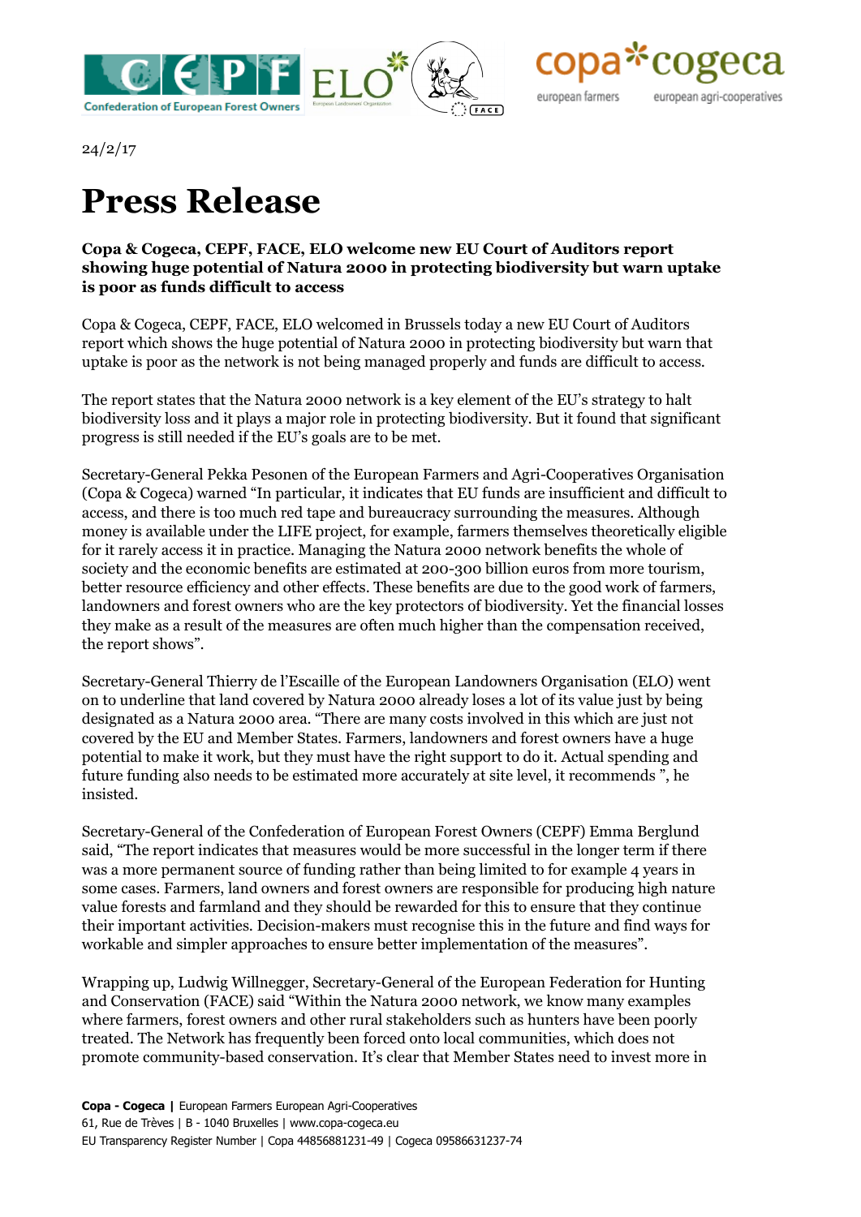24/2/17

# Press Release

**Copa & Cogeca, CEPF, FACE, ELO welcome new EU Court of Auditors report showing huge potential of Natura 2000 in protecting biodiversity but warn uptake is poor as funds difficult to access**

Copa & Cogeca, CEPF, FACE, ELO welcomed in Brussels today a new EU Court of Auditors report which shows the huge potential of Natura 2000 in protecting biodiversity but warn that uptake is poor as the network is not being managed properly and funds are difficult to access.

The report states that the Natura 2000 network is a key element of the EU's strategy to halt biodiversity loss and it plays a major role in protecting biodiversity. But it found that significant progress is still needed if the EU's goals are to be met.

Secretary-General Pekka Pesonen of the European Farmers and Agri-Cooperatives Organisation (Copa & Cogeca) warned "In particular, it indicates that EU funds are insufficient and difficult to access, and there is too much red tape and bureaucracy surrounding the measures. Although money is available under the LIFE project, for example, farmers themselves theoretically eligible for it rarely access it in practice. Managing the Natura 2000 network benefits the whole of society and the economic benefits are estimated at 200-300 billion euros from more tourism, better resource efficiency and other effects. These benefits are due to the good work of farmers, landowners and forest owners who are the key protectors of biodiversity. Yet the financial losses they make as a result of the measures are often much higher than the compensation received, the report shows".

Secretary-General Thierry de l'Escaille of the European Landowners Organisation (ELO) went on to underline that land covered by Natura 2000 already loses a lot of its value just by being designated as a Natura 2000 area. "There are many costs involved in this which are just not covered by the EU and Member States. Farmers, landowners and forest owners have a huge potential to make it work, but they must have the right support to do it. Actual spending and future funding also needs to be estimated more accurately at site level, it recommends ", he insisted.

Secretary-General of the Confederation of European Forest Owners (CEPF) Emma Berglund said, "The report indicates that measures would be more successful in the longer term if there was a more permanent source of funding rather than being limited to for example 4 years in some cases. Farmers, land owners and forest owners are responsible for producing high nature value forests and farmland and they should be rewarded for this to ensure that they continue their important activities. Decision-makers must recognise this in the future and find ways for workable and simpler approaches to ensure better implementation of the measures".

Wrapping up, Ludwig Willnegger, Secretary-General of the European Federation for Hunting and Conservation (FACE) said "Within the Natura 2000 network, we know many examples where farmers, forest owners and other rural stakeholders such as hunters have been poorly treated. The Network has frequently been forced onto local communities, which does not promote community-based conservation. It's clear that Member States need to invest more in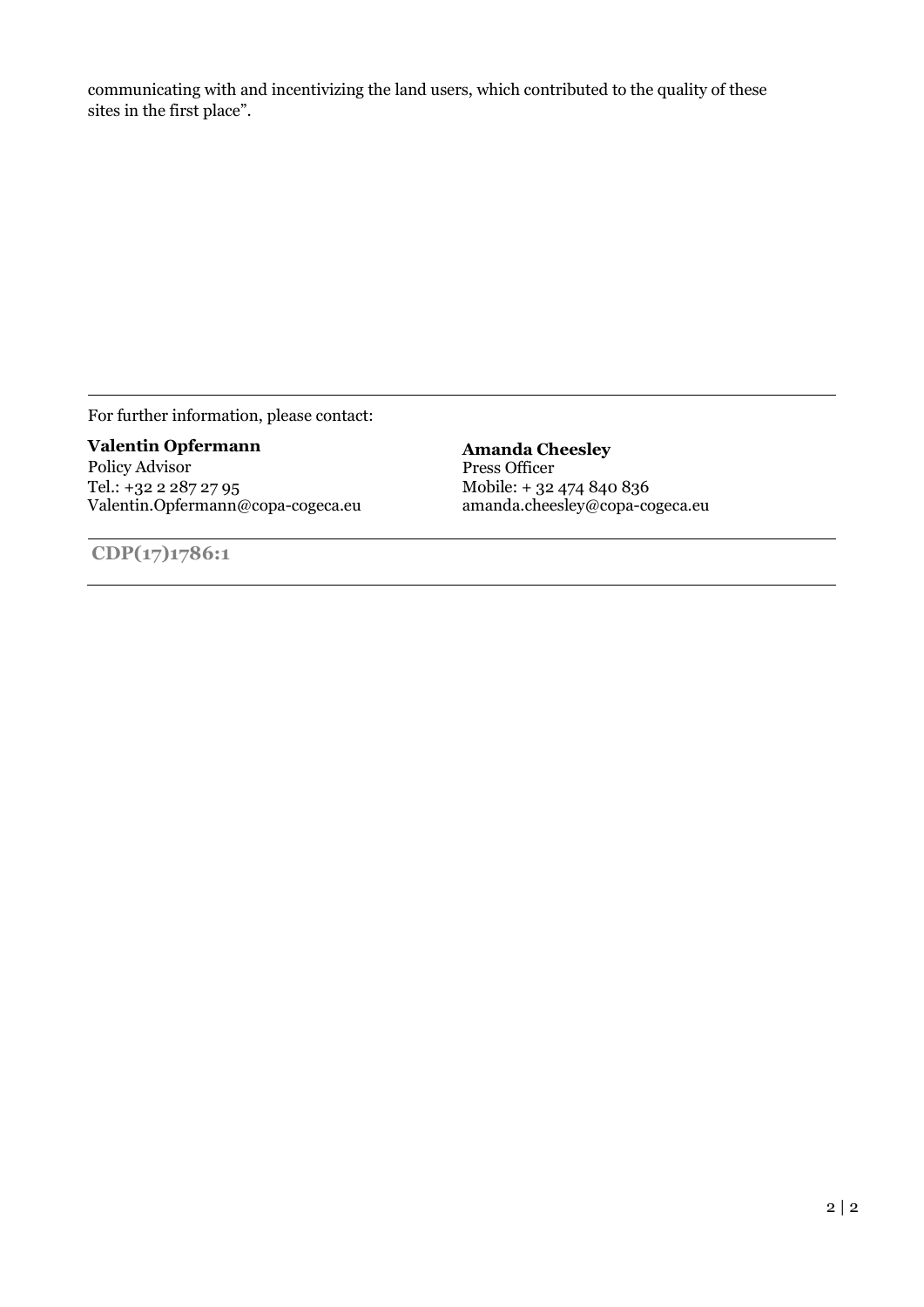communicating with and incentivizing the land users, which contributed to the quality of these sites in the first place".

---

For further information, please contact:

**Valentin Opfermann**
Policy Advisor
Tel.: +32 2 287 27 95
Valentin.Opfermann@copa-cogeca.eu

**Amanda Cheesley**
Press Officer
Mobile: + 32 474 840 836
amanda.cheesley@copa-cogeca.eu

---

**CDP(17)1786:1**